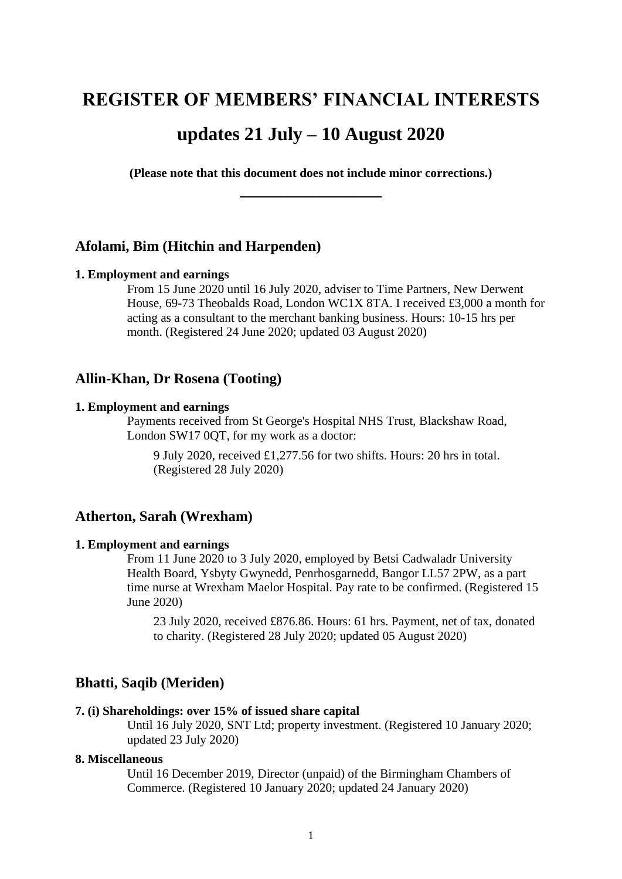# REGISTER OF MEMBERS' FINANCIAL INTERESTS

# updates 21 July – 10 August 2020

**(Please note that this document does not include minor corrections.)**

---

## Afolami, Bim (Hitchin and Harpenden)

**1. Employment and earnings**

From 15 June 2020 until 16 July 2020, adviser to Time Partners, New Derwent House, 69-73 Theobalds Road, London WC1X 8TA. I received £3,000 a month for acting as a consultant to the merchant banking business. Hours: 10-15 hrs per month. (Registered 24 June 2020; updated 03 August 2020)

## Allin-Khan, Dr Rosena (Tooting)

**1. Employment and earnings**

Payments received from St George's Hospital NHS Trust, Blackshaw Road, London SW17 0QT, for my work as a doctor:

9 July 2020, received £1,277.56 for two shifts. Hours: 20 hrs in total. (Registered 28 July 2020)

## Atherton, Sarah (Wrexham)

**1. Employment and earnings**

From 11 June 2020 to 3 July 2020, employed by Betsi Cadwaladr University Health Board, Ysbyty Gwynedd, Penrhosgarnedd, Bangor LL57 2PW, as a part time nurse at Wrexham Maelor Hospital. Pay rate to be confirmed. (Registered 15 June 2020)

23 July 2020, received £876.86. Hours: 61 hrs. Payment, net of tax, donated to charity. (Registered 28 July 2020; updated 05 August 2020)

## Bhatti, Saqib (Meriden)

**7. (i) Shareholdings: over 15% of issued share capital**

Until 16 July 2020, SNT Ltd; property investment. (Registered 10 January 2020; updated 23 July 2020)

**8. Miscellaneous**

Until 16 December 2019, Director (unpaid) of the Birmingham Chambers of Commerce. (Registered 10 January 2020; updated 24 January 2020)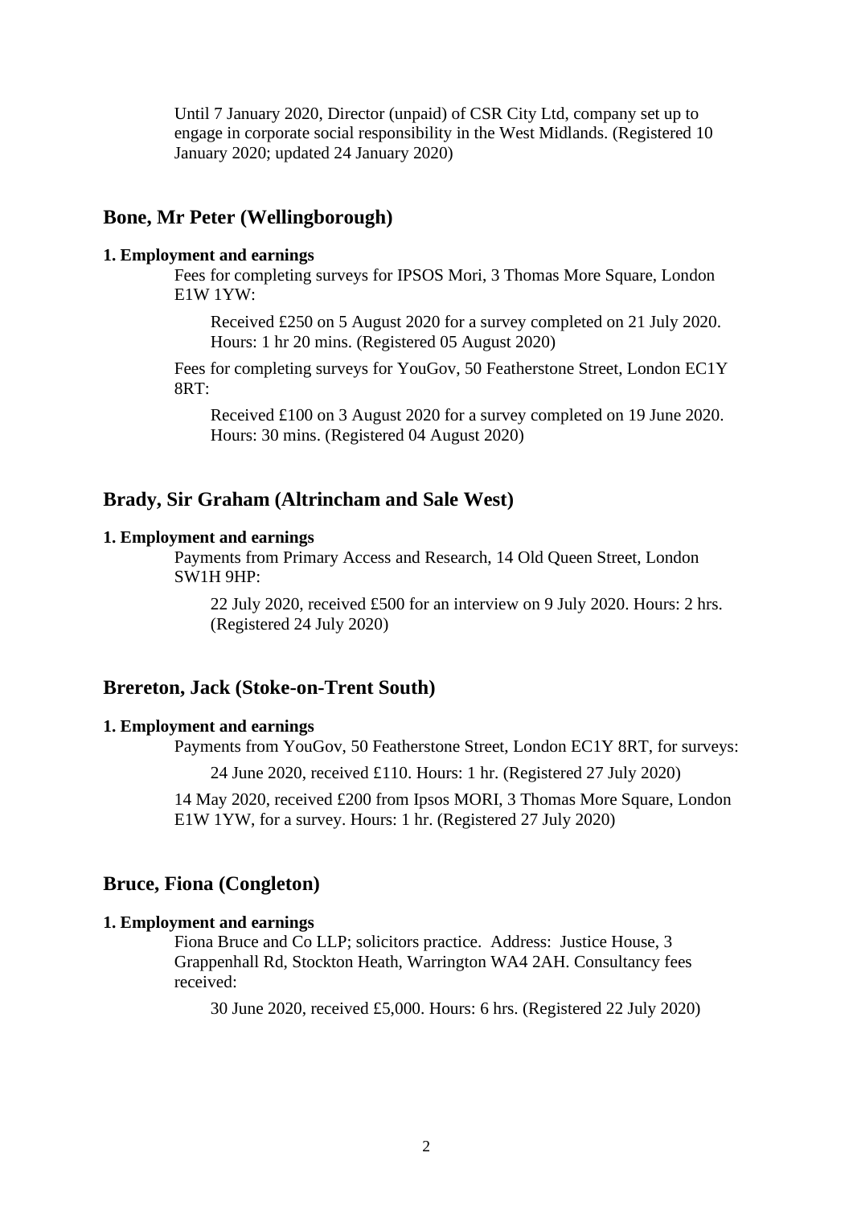Until 7 January 2020, Director (unpaid) of CSR City Ltd, company set up to engage in corporate social responsibility in the West Midlands. (Registered 10 January 2020; updated 24 January 2020)

## Bone, Mr Peter (Wellingborough)

### 1. Employment and earnings

Fees for completing surveys for IPSOS Mori, 3 Thomas More Square, London E1W 1YW:

Received £250 on 5 August 2020 for a survey completed on 21 July 2020. Hours: 1 hr 20 mins. (Registered 05 August 2020)

Fees for completing surveys for YouGov, 50 Featherstone Street, London EC1Y 8RT:

Received £100 on 3 August 2020 for a survey completed on 19 June 2020. Hours: 30 mins. (Registered 04 August 2020)

## Brady, Sir Graham (Altrincham and Sale West)

### 1. Employment and earnings

Payments from Primary Access and Research, 14 Old Queen Street, London SW1H 9HP:

22 July 2020, received £500 for an interview on 9 July 2020. Hours: 2 hrs. (Registered 24 July 2020)

## Brereton, Jack (Stoke-on-Trent South)

### 1. Employment and earnings

Payments from YouGov, 50 Featherstone Street, London EC1Y 8RT, for surveys:

24 June 2020, received £110. Hours: 1 hr. (Registered 27 July 2020)

14 May 2020, received £200 from Ipsos MORI, 3 Thomas More Square, London E1W 1YW, for a survey. Hours: 1 hr. (Registered 27 July 2020)

## Bruce, Fiona (Congleton)

### 1. Employment and earnings

Fiona Bruce and Co LLP; solicitors practice. Address: Justice House, 3 Grappenhall Rd, Stockton Heath, Warrington WA4 2AH. Consultancy fees received:

30 June 2020, received £5,000. Hours: 6 hrs. (Registered 22 July 2020)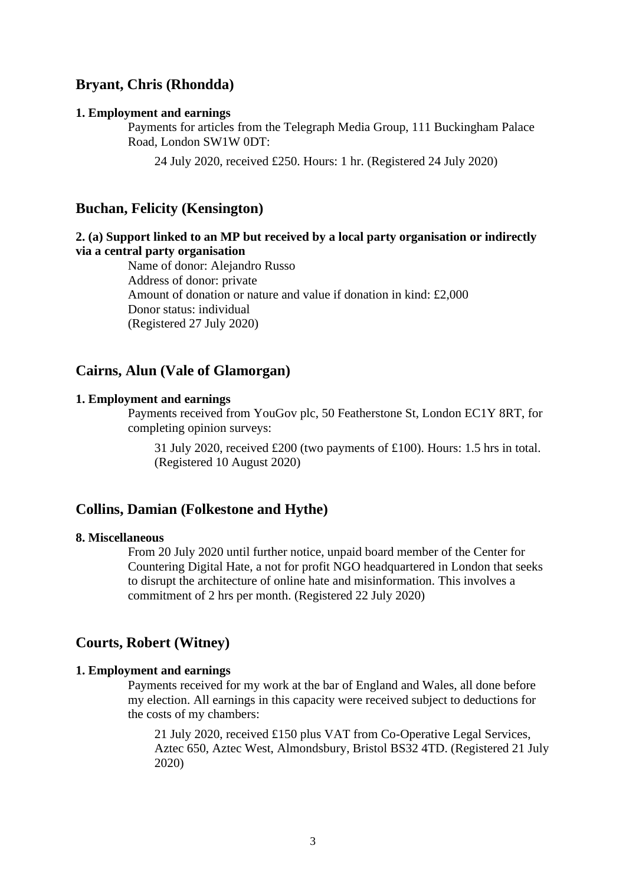## Bryant, Chris (Rhondda)

**1. Employment and earnings**

Payments for articles from the Telegraph Media Group, 111 Buckingham Palace Road, London SW1W 0DT:

24 July 2020, received £250. Hours: 1 hr. (Registered 24 July 2020)

## Buchan, Felicity (Kensington)

**2. (a) Support linked to an MP but received by a local party organisation or indirectly via a central party organisation**

Name of donor: Alejandro Russo
Address of donor: private
Amount of donation or nature and value if donation in kind: £2,000
Donor status: individual
(Registered 27 July 2020)

## Cairns, Alun (Vale of Glamorgan)

**1. Employment and earnings**

Payments received from YouGov plc, 50 Featherstone St, London EC1Y 8RT, for completing opinion surveys:

31 July 2020, received £200 (two payments of £100). Hours: 1.5 hrs in total. (Registered 10 August 2020)

## Collins, Damian (Folkestone and Hythe)

**8. Miscellaneous**

From 20 July 2020 until further notice, unpaid board member of the Center for Countering Digital Hate, a not for profit NGO headquartered in London that seeks to disrupt the architecture of online hate and misinformation. This involves a commitment of 2 hrs per month. (Registered 22 July 2020)

## Courts, Robert (Witney)

**1. Employment and earnings**

Payments received for my work at the bar of England and Wales, all done before my election. All earnings in this capacity were received subject to deductions for the costs of my chambers:

21 July 2020, received £150 plus VAT from Co-Operative Legal Services, Aztec 650, Aztec West, Almondsbury, Bristol BS32 4TD. (Registered 21 July 2020)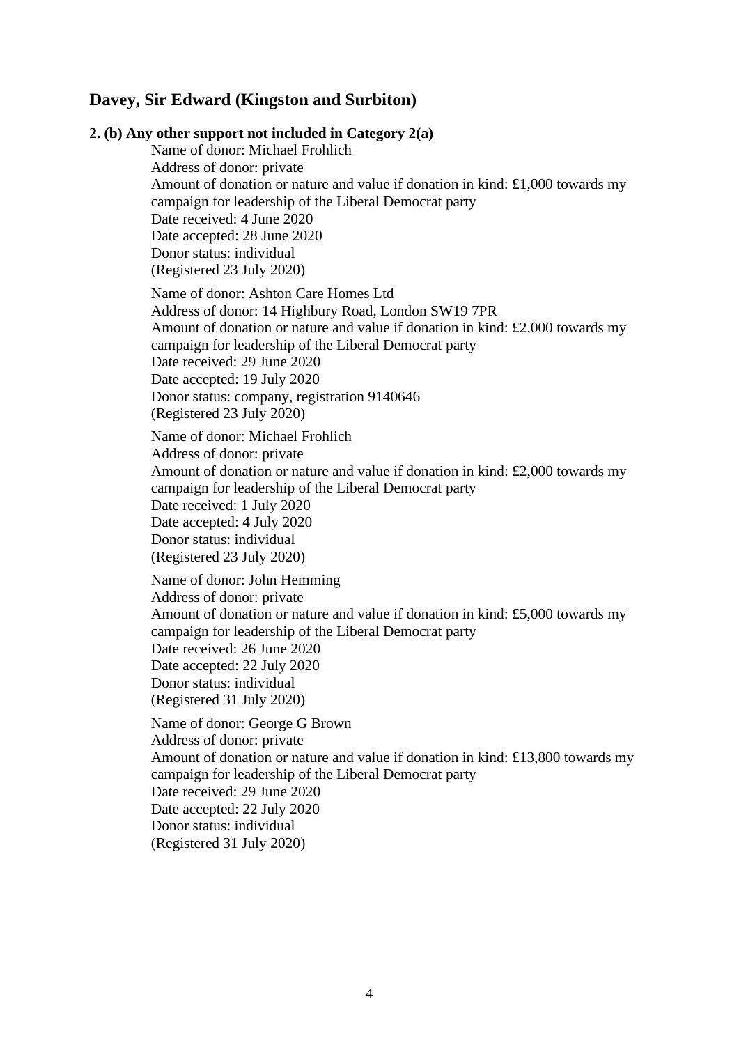## Davey, Sir Edward (Kingston and Surbiton)

**2. (b) Any other support not included in Category 2(a)**

Name of donor: Michael Frohlich
Address of donor: private
Amount of donation or nature and value if donation in kind: £1,000 towards my campaign for leadership of the Liberal Democrat party
Date received: 4 June 2020
Date accepted: 28 June 2020
Donor status: individual
(Registered 23 July 2020)

Name of donor: Ashton Care Homes Ltd
Address of donor: 14 Highbury Road, London SW19 7PR
Amount of donation or nature and value if donation in kind: £2,000 towards my campaign for leadership of the Liberal Democrat party
Date received: 29 June 2020
Date accepted: 19 July 2020
Donor status: company, registration 9140646
(Registered 23 July 2020)

Name of donor: Michael Frohlich
Address of donor: private
Amount of donation or nature and value if donation in kind: £2,000 towards my campaign for leadership of the Liberal Democrat party
Date received: 1 July 2020
Date accepted: 4 July 2020
Donor status: individual
(Registered 23 July 2020)

Name of donor: John Hemming
Address of donor: private
Amount of donation or nature and value if donation in kind: £5,000 towards my campaign for leadership of the Liberal Democrat party
Date received: 26 June 2020
Date accepted: 22 July 2020
Donor status: individual
(Registered 31 July 2020)

Name of donor: George G Brown
Address of donor: private
Amount of donation or nature and value if donation in kind: £13,800 towards my campaign for leadership of the Liberal Democrat party
Date received: 29 June 2020
Date accepted: 22 July 2020
Donor status: individual
(Registered 31 July 2020)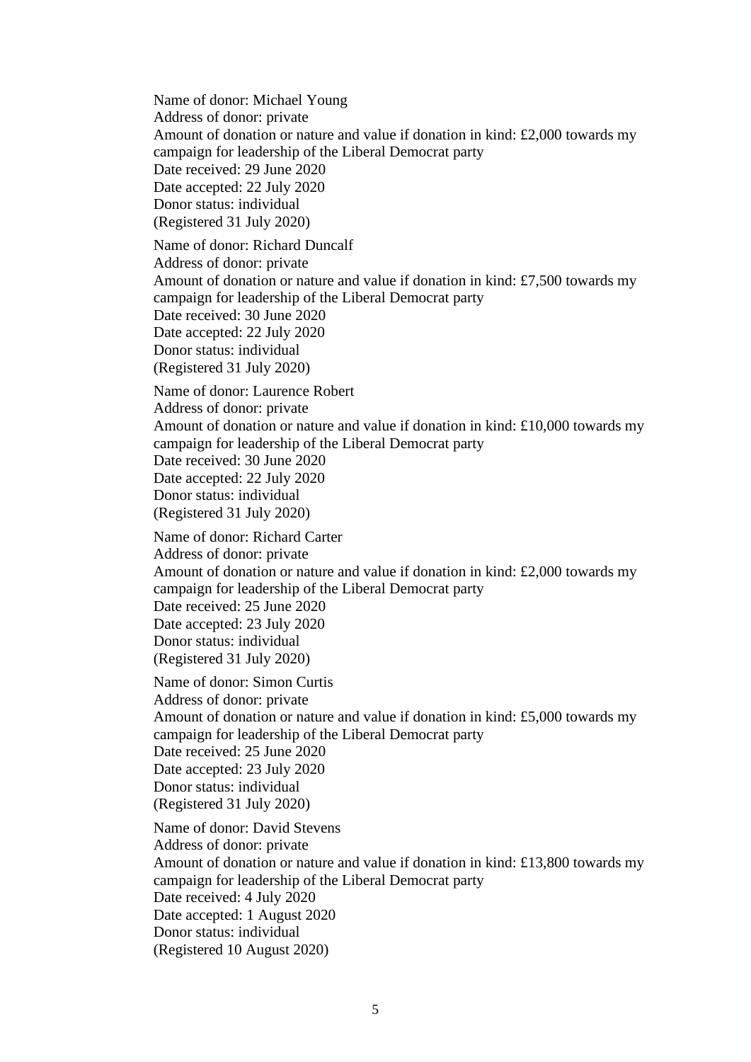Name of donor: Michael Young
Address of donor: private
Amount of donation or nature and value if donation in kind: £2,000 towards my campaign for leadership of the Liberal Democrat party
Date received: 29 June 2020
Date accepted: 22 July 2020
Donor status: individual
(Registered 31 July 2020)

Name of donor: Richard Duncalf
Address of donor: private
Amount of donation or nature and value if donation in kind: £7,500 towards my campaign for leadership of the Liberal Democrat party
Date received: 30 June 2020
Date accepted: 22 July 2020
Donor status: individual
(Registered 31 July 2020)

Name of donor: Laurence Robert
Address of donor: private
Amount of donation or nature and value if donation in kind: £10,000 towards my campaign for leadership of the Liberal Democrat party
Date received: 30 June 2020
Date accepted: 22 July 2020
Donor status: individual
(Registered 31 July 2020)

Name of donor: Richard Carter
Address of donor: private
Amount of donation or nature and value if donation in kind: £2,000 towards my campaign for leadership of the Liberal Democrat party
Date received: 25 June 2020
Date accepted: 23 July 2020
Donor status: individual
(Registered 31 July 2020)

Name of donor: Simon Curtis
Address of donor: private
Amount of donation or nature and value if donation in kind: £5,000 towards my campaign for leadership of the Liberal Democrat party
Date received: 25 June 2020
Date accepted: 23 July 2020
Donor status: individual
(Registered 31 July 2020)

Name of donor: David Stevens
Address of donor: private
Amount of donation or nature and value if donation in kind: £13,800 towards my campaign for leadership of the Liberal Democrat party
Date received: 4 July 2020
Date accepted: 1 August 2020
Donor status: individual
(Registered 10 August 2020)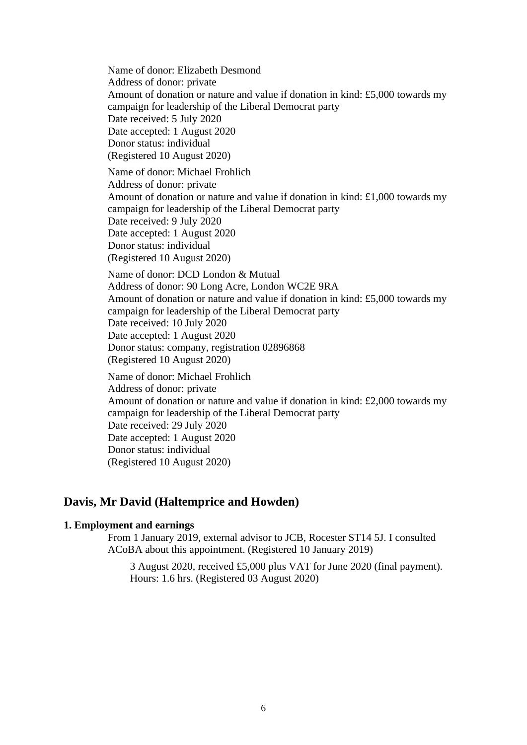Name of donor: Elizabeth Desmond
Address of donor: private
Amount of donation or nature and value if donation in kind: £5,000 towards my campaign for leadership of the Liberal Democrat party
Date received: 5 July 2020
Date accepted: 1 August 2020
Donor status: individual
(Registered 10 August 2020)

Name of donor: Michael Frohlich
Address of donor: private
Amount of donation or nature and value if donation in kind: £1,000 towards my campaign for leadership of the Liberal Democrat party
Date received: 9 July 2020
Date accepted: 1 August 2020
Donor status: individual
(Registered 10 August 2020)

Name of donor: DCD London & Mutual
Address of donor: 90 Long Acre, London WC2E 9RA
Amount of donation or nature and value if donation in kind: £5,000 towards my campaign for leadership of the Liberal Democrat party
Date received: 10 July 2020
Date accepted: 1 August 2020
Donor status: company, registration 02896868
(Registered 10 August 2020)

Name of donor: Michael Frohlich
Address of donor: private
Amount of donation or nature and value if donation in kind: £2,000 towards my campaign for leadership of the Liberal Democrat party
Date received: 29 July 2020
Date accepted: 1 August 2020
Donor status: individual
(Registered 10 August 2020)

## Davis, Mr David (Haltemprice and Howden)

**1. Employment and earnings**

From 1 January 2019, external advisor to JCB, Rocester ST14 5J. I consulted ACoBA about this appointment. (Registered 10 January 2019)

3 August 2020, received £5,000 plus VAT for June 2020 (final payment). Hours: 1.6 hrs. (Registered 03 August 2020)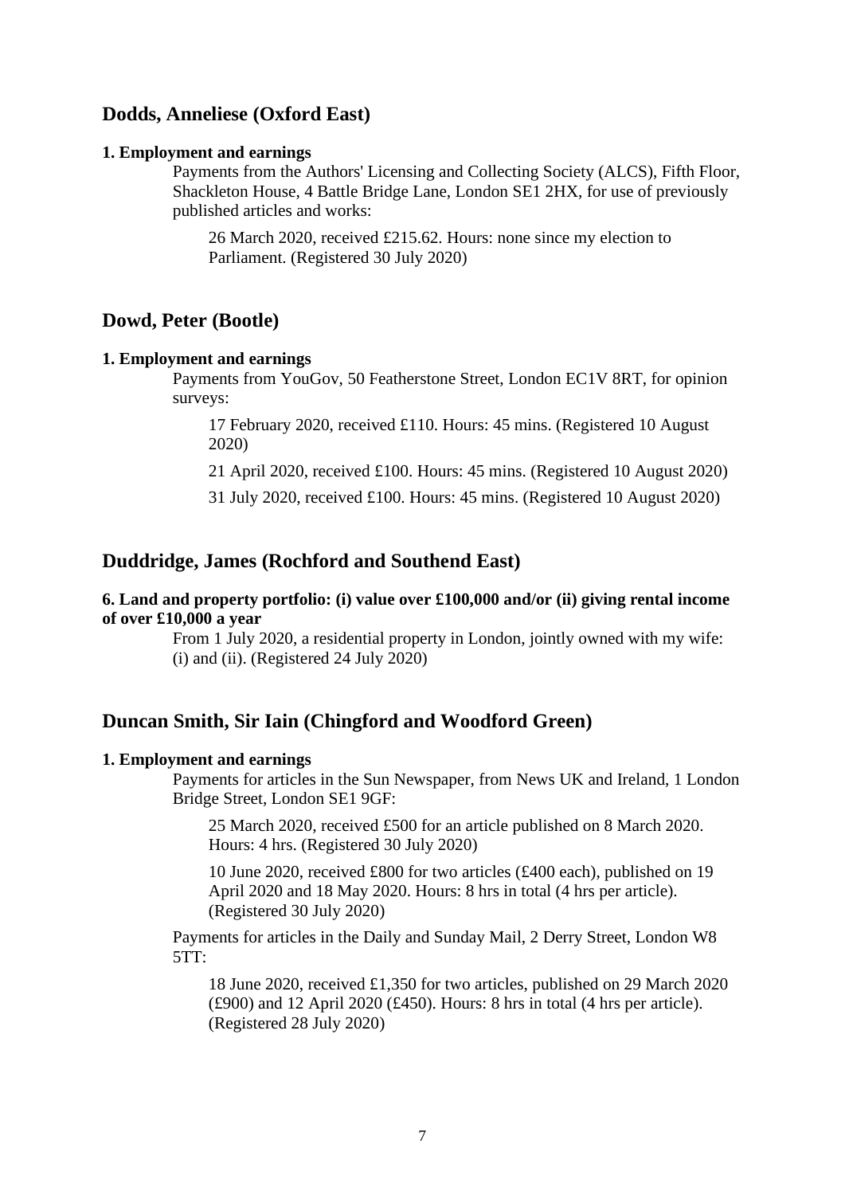## Dodds, Anneliese (Oxford East)

**1. Employment and earnings**

Payments from the Authors' Licensing and Collecting Society (ALCS), Fifth Floor, Shackleton House, 4 Battle Bridge Lane, London SE1 2HX, for use of previously published articles and works:

26 March 2020, received £215.62. Hours: none since my election to Parliament. (Registered 30 July 2020)

## Dowd, Peter (Bootle)

**1. Employment and earnings**

Payments from YouGov, 50 Featherstone Street, London EC1V 8RT, for opinion surveys:

17 February 2020, received £110. Hours: 45 mins. (Registered 10 August 2020)

21 April 2020, received £100. Hours: 45 mins. (Registered 10 August 2020)

31 July 2020, received £100. Hours: 45 mins. (Registered 10 August 2020)

## Duddridge, James (Rochford and Southend East)

**6. Land and property portfolio: (i) value over £100,000 and/or (ii) giving rental income of over £10,000 a year**

From 1 July 2020, a residential property in London, jointly owned with my wife: (i) and (ii). (Registered 24 July 2020)

## Duncan Smith, Sir Iain (Chingford and Woodford Green)

**1. Employment and earnings**

Payments for articles in the Sun Newspaper, from News UK and Ireland, 1 London Bridge Street, London SE1 9GF:

25 March 2020, received £500 for an article published on 8 March 2020. Hours: 4 hrs. (Registered 30 July 2020)

10 June 2020, received £800 for two articles (£400 each), published on 19 April 2020 and 18 May 2020. Hours: 8 hrs in total (4 hrs per article). (Registered 30 July 2020)

Payments for articles in the Daily and Sunday Mail, 2 Derry Street, London W8 5TT:

18 June 2020, received £1,350 for two articles, published on 29 March 2020 (£900) and 12 April 2020 (£450). Hours: 8 hrs in total (4 hrs per article). (Registered 28 July 2020)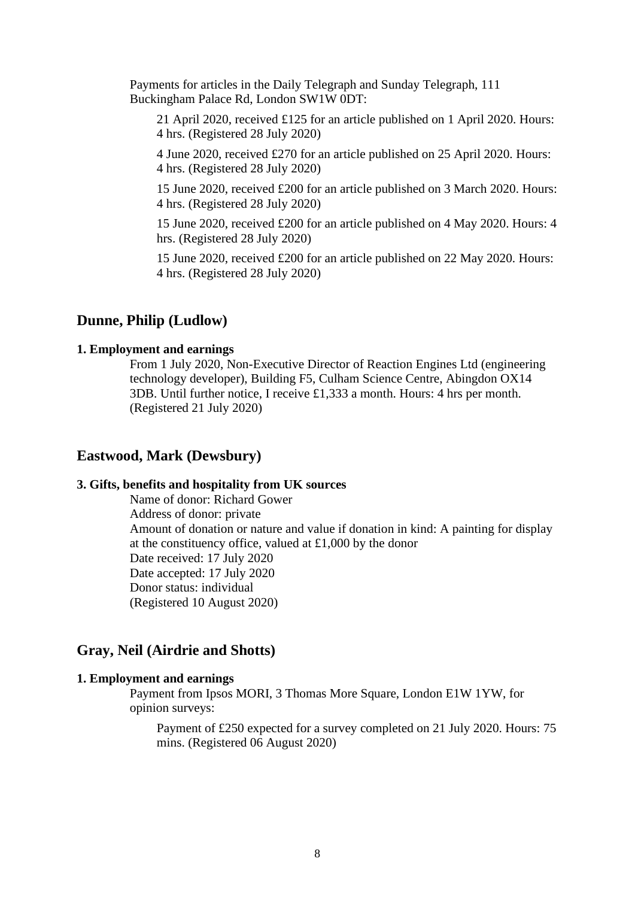Payments for articles in the Daily Telegraph and Sunday Telegraph, 111 Buckingham Palace Rd, London SW1W 0DT:

21 April 2020, received £125 for an article published on 1 April 2020. Hours: 4 hrs. (Registered 28 July 2020)

4 June 2020, received £270 for an article published on 25 April 2020. Hours: 4 hrs. (Registered 28 July 2020)

15 June 2020, received £200 for an article published on 3 March 2020. Hours: 4 hrs. (Registered 28 July 2020)

15 June 2020, received £200 for an article published on 4 May 2020. Hours: 4 hrs. (Registered 28 July 2020)

15 June 2020, received £200 for an article published on 22 May 2020. Hours: 4 hrs. (Registered 28 July 2020)

## Dunne, Philip (Ludlow)

**1. Employment and earnings**

From 1 July 2020, Non-Executive Director of Reaction Engines Ltd (engineering technology developer), Building F5, Culham Science Centre, Abingdon OX14 3DB. Until further notice, I receive £1,333 a month. Hours: 4 hrs per month. (Registered 21 July 2020)

## Eastwood, Mark (Dewsbury)

**3. Gifts, benefits and hospitality from UK sources**

Name of donor: Richard Gower
Address of donor: private
Amount of donation or nature and value if donation in kind: A painting for display at the constituency office, valued at £1,000 by the donor
Date received: 17 July 2020
Date accepted: 17 July 2020
Donor status: individual
(Registered 10 August 2020)

## Gray, Neil (Airdrie and Shotts)

**1. Employment and earnings**

Payment from Ipsos MORI, 3 Thomas More Square, London E1W 1YW, for opinion surveys:

Payment of £250 expected for a survey completed on 21 July 2020. Hours: 75 mins. (Registered 06 August 2020)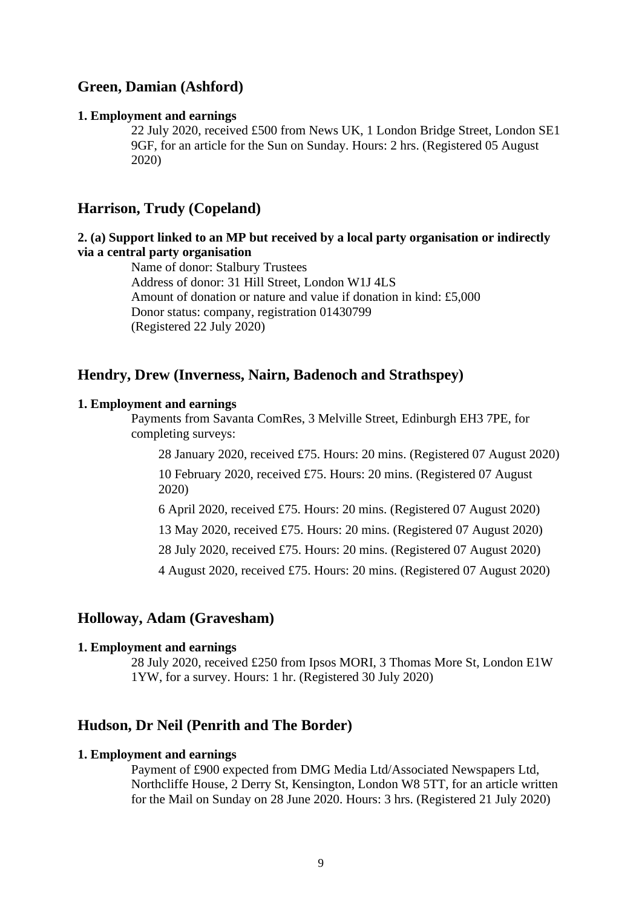## Green, Damian (Ashford)

**1. Employment and earnings**

22 July 2020, received £500 from News UK, 1 London Bridge Street, London SE1 9GF, for an article for the Sun on Sunday. Hours: 2 hrs. (Registered 05 August 2020)

## Harrison, Trudy (Copeland)

**2. (a) Support linked to an MP but received by a local party organisation or indirectly via a central party organisation**

Name of donor: Stalbury Trustees
Address of donor: 31 Hill Street, London W1J 4LS
Amount of donation or nature and value if donation in kind: £5,000
Donor status: company, registration 01430799
(Registered 22 July 2020)

## Hendry, Drew (Inverness, Nairn, Badenoch and Strathspey)

**1. Employment and earnings**

Payments from Savanta ComRes, 3 Melville Street, Edinburgh EH3 7PE, for completing surveys:

28 January 2020, received £75. Hours: 20 mins. (Registered 07 August 2020)

10 February 2020, received £75. Hours: 20 mins. (Registered 07 August 2020)

6 April 2020, received £75. Hours: 20 mins. (Registered 07 August 2020)

13 May 2020, received £75. Hours: 20 mins. (Registered 07 August 2020)

28 July 2020, received £75. Hours: 20 mins. (Registered 07 August 2020)

4 August 2020, received £75. Hours: 20 mins. (Registered 07 August 2020)

## Holloway, Adam (Gravesham)

**1. Employment and earnings**

28 July 2020, received £250 from Ipsos MORI, 3 Thomas More St, London E1W 1YW, for a survey. Hours: 1 hr. (Registered 30 July 2020)

## Hudson, Dr Neil (Penrith and The Border)

**1. Employment and earnings**

Payment of £900 expected from DMG Media Ltd/Associated Newspapers Ltd, Northcliffe House, 2 Derry St, Kensington, London W8 5TT, for an article written for the Mail on Sunday on 28 June 2020. Hours: 3 hrs. (Registered 21 July 2020)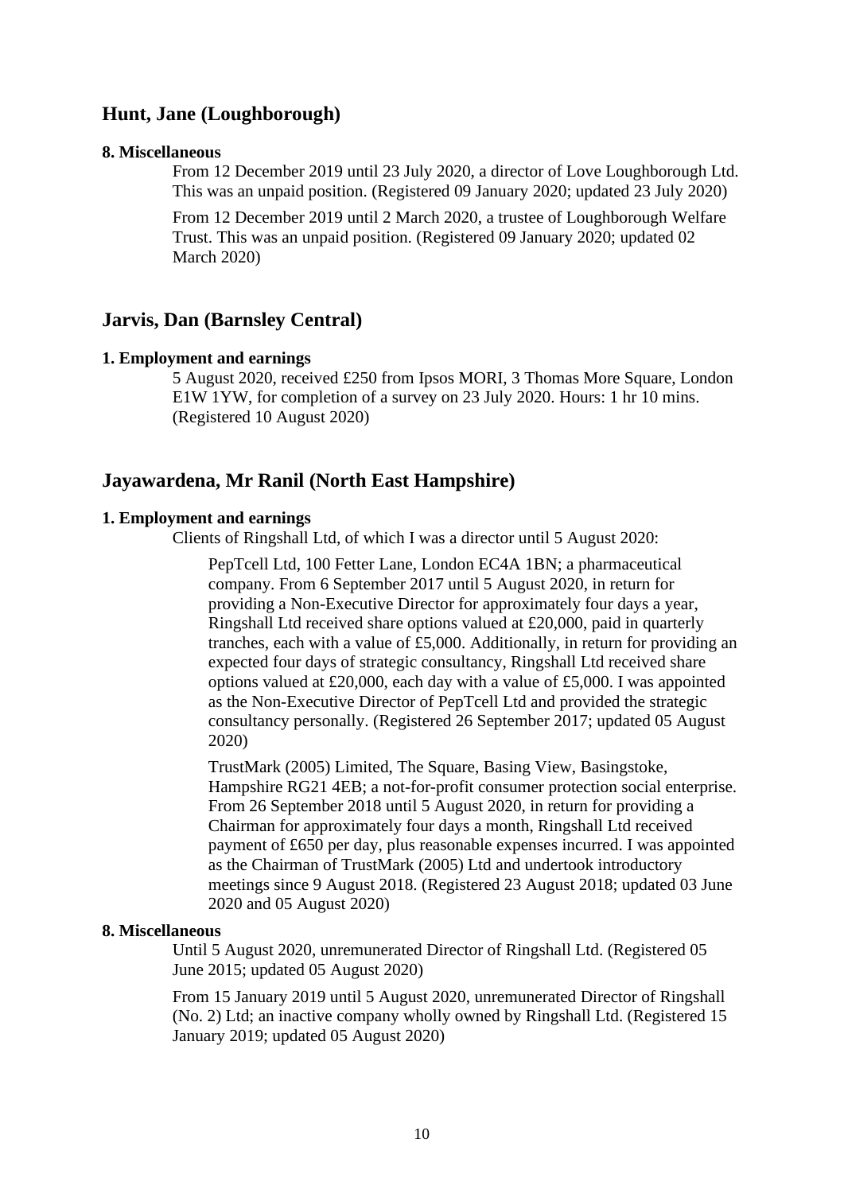## Hunt, Jane (Loughborough)

**8. Miscellaneous**

From 12 December 2019 until 23 July 2020, a director of Love Loughborough Ltd. This was an unpaid position. (Registered 09 January 2020; updated 23 July 2020)

From 12 December 2019 until 2 March 2020, a trustee of Loughborough Welfare Trust. This was an unpaid position. (Registered 09 January 2020; updated 02 March 2020)

## Jarvis, Dan (Barnsley Central)

**1. Employment and earnings**

5 August 2020, received £250 from Ipsos MORI, 3 Thomas More Square, London E1W 1YW, for completion of a survey on 23 July 2020. Hours: 1 hr 10 mins. (Registered 10 August 2020)

## Jayawardena, Mr Ranil (North East Hampshire)

**1. Employment and earnings**

Clients of Ringshall Ltd, of which I was a director until 5 August 2020:

PepTcell Ltd, 100 Fetter Lane, London EC4A 1BN; a pharmaceutical company. From 6 September 2017 until 5 August 2020, in return for providing a Non-Executive Director for approximately four days a year, Ringshall Ltd received share options valued at £20,000, paid in quarterly tranches, each with a value of £5,000. Additionally, in return for providing an expected four days of strategic consultancy, Ringshall Ltd received share options valued at £20,000, each day with a value of £5,000. I was appointed as the Non-Executive Director of PepTcell Ltd and provided the strategic consultancy personally. (Registered 26 September 2017; updated 05 August 2020)

TrustMark (2005) Limited, The Square, Basing View, Basingstoke, Hampshire RG21 4EB; a not-for-profit consumer protection social enterprise. From 26 September 2018 until 5 August 2020, in return for providing a Chairman for approximately four days a month, Ringshall Ltd received payment of £650 per day, plus reasonable expenses incurred. I was appointed as the Chairman of TrustMark (2005) Ltd and undertook introductory meetings since 9 August 2018. (Registered 23 August 2018; updated 03 June 2020 and 05 August 2020)

**8. Miscellaneous**

Until 5 August 2020, unremunerated Director of Ringshall Ltd. (Registered 05 June 2015; updated 05 August 2020)

From 15 January 2019 until 5 August 2020, unremunerated Director of Ringshall (No. 2) Ltd; an inactive company wholly owned by Ringshall Ltd. (Registered 15 January 2019; updated 05 August 2020)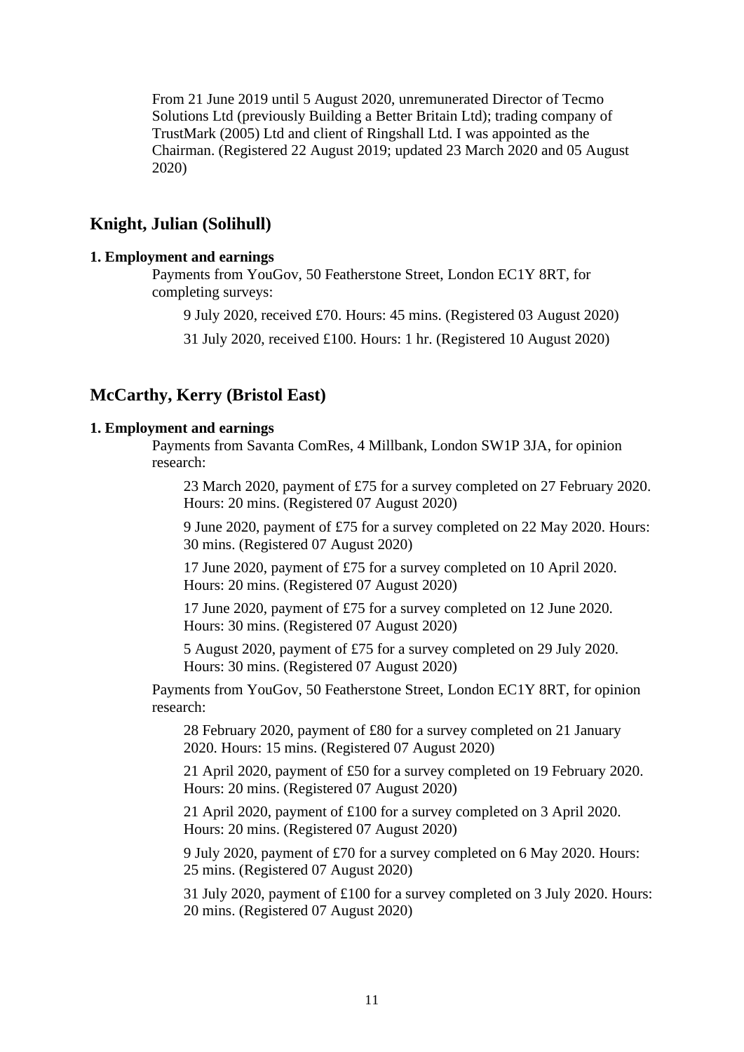From 21 June 2019 until 5 August 2020, unremunerated Director of Tecmo Solutions Ltd (previously Building a Better Britain Ltd); trading company of TrustMark (2005) Ltd and client of Ringshall Ltd. I was appointed as the Chairman. (Registered 22 August 2019; updated 23 March 2020 and 05 August 2020)

## Knight, Julian (Solihull)

**1. Employment and earnings**

Payments from YouGov, 50 Featherstone Street, London EC1Y 8RT, for completing surveys:

9 July 2020, received £70. Hours: 45 mins. (Registered 03 August 2020)

31 July 2020, received £100. Hours: 1 hr. (Registered 10 August 2020)

## McCarthy, Kerry (Bristol East)

**1. Employment and earnings**

Payments from Savanta ComRes, 4 Millbank, London SW1P 3JA, for opinion research:

23 March 2020, payment of £75 for a survey completed on 27 February 2020. Hours: 20 mins. (Registered 07 August 2020)

9 June 2020, payment of £75 for a survey completed on 22 May 2020. Hours: 30 mins. (Registered 07 August 2020)

17 June 2020, payment of £75 for a survey completed on 10 April 2020. Hours: 20 mins. (Registered 07 August 2020)

17 June 2020, payment of £75 for a survey completed on 12 June 2020. Hours: 30 mins. (Registered 07 August 2020)

5 August 2020, payment of £75 for a survey completed on 29 July 2020. Hours: 30 mins. (Registered 07 August 2020)

Payments from YouGov, 50 Featherstone Street, London EC1Y 8RT, for opinion research:

28 February 2020, payment of £80 for a survey completed on 21 January 2020. Hours: 15 mins. (Registered 07 August 2020)

21 April 2020, payment of £50 for a survey completed on 19 February 2020. Hours: 20 mins. (Registered 07 August 2020)

21 April 2020, payment of £100 for a survey completed on 3 April 2020. Hours: 20 mins. (Registered 07 August 2020)

9 July 2020, payment of £70 for a survey completed on 6 May 2020. Hours: 25 mins. (Registered 07 August 2020)

31 July 2020, payment of £100 for a survey completed on 3 July 2020. Hours: 20 mins. (Registered 07 August 2020)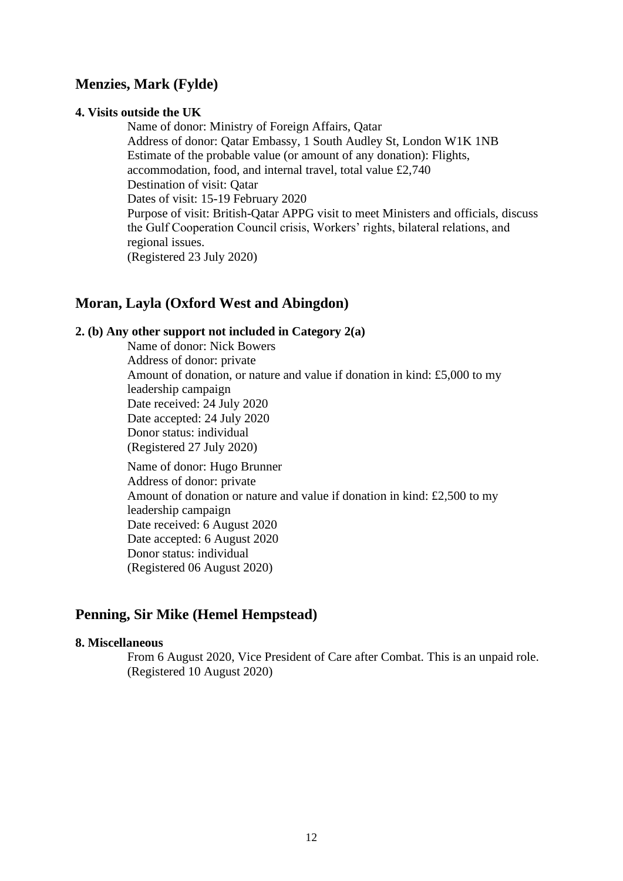## Menzies, Mark (Fylde)

### 4. Visits outside the UK

Name of donor: Ministry of Foreign Affairs, Qatar
Address of donor: Qatar Embassy, 1 South Audley St, London W1K 1NB
Estimate of the probable value (or amount of any donation): Flights, accommodation, food, and internal travel, total value £2,740
Destination of visit: Qatar
Dates of visit: 15-19 February 2020
Purpose of visit: British-Qatar APPG visit to meet Ministers and officials, discuss the Gulf Cooperation Council crisis, Workers' rights, bilateral relations, and regional issues.
(Registered 23 July 2020)

## Moran, Layla (Oxford West and Abingdon)

### 2. (b) Any other support not included in Category 2(a)

Name of donor: Nick Bowers
Address of donor: private
Amount of donation, or nature and value if donation in kind: £5,000 to my leadership campaign
Date received: 24 July 2020
Date accepted: 24 July 2020
Donor status: individual
(Registered 27 July 2020)

Name of donor: Hugo Brunner
Address of donor: private
Amount of donation or nature and value if donation in kind: £2,500 to my leadership campaign
Date received: 6 August 2020
Date accepted: 6 August 2020
Donor status: individual
(Registered 06 August 2020)

## Penning, Sir Mike (Hemel Hempstead)

### 8. Miscellaneous

From 6 August 2020, Vice President of Care after Combat. This is an unpaid role.
(Registered 10 August 2020)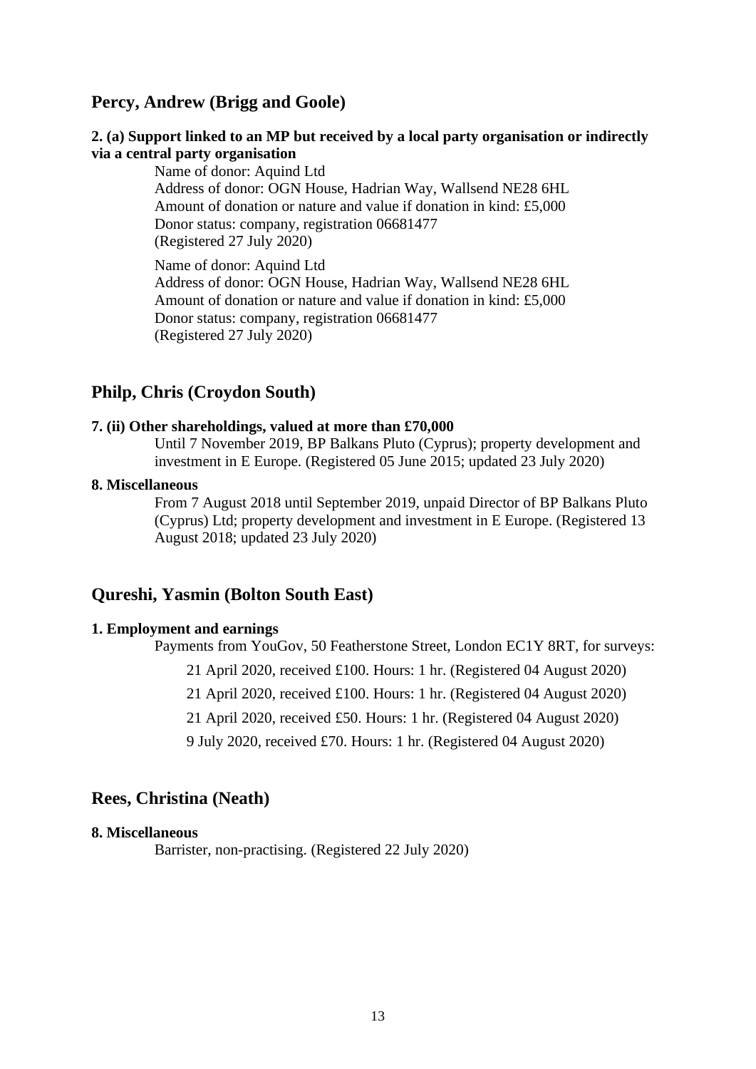## Percy, Andrew (Brigg and Goole)

**2. (a) Support linked to an MP but received by a local party organisation or indirectly via a central party organisation**

Name of donor: Aquind Ltd
Address of donor: OGN House, Hadrian Way, Wallsend NE28 6HL
Amount of donation or nature and value if donation in kind: £5,000
Donor status: company, registration 06681477
(Registered 27 July 2020)

Name of donor: Aquind Ltd
Address of donor: OGN House, Hadrian Way, Wallsend NE28 6HL
Amount of donation or nature and value if donation in kind: £5,000
Donor status: company, registration 06681477
(Registered 27 July 2020)

## Philp, Chris (Croydon South)

**7. (ii) Other shareholdings, valued at more than £70,000**

Until 7 November 2019, BP Balkans Pluto (Cyprus); property development and investment in E Europe. (Registered 05 June 2015; updated 23 July 2020)

**8. Miscellaneous**

From 7 August 2018 until September 2019, unpaid Director of BP Balkans Pluto (Cyprus) Ltd; property development and investment in E Europe. (Registered 13 August 2018; updated 23 July 2020)

## Qureshi, Yasmin (Bolton South East)

**1. Employment and earnings**

Payments from YouGov, 50 Featherstone Street, London EC1Y 8RT, for surveys:

21 April 2020, received £100. Hours: 1 hr. (Registered 04 August 2020)

21 April 2020, received £100. Hours: 1 hr. (Registered 04 August 2020)

21 April 2020, received £50. Hours: 1 hr. (Registered 04 August 2020)

9 July 2020, received £70. Hours: 1 hr. (Registered 04 August 2020)

## Rees, Christina (Neath)

**8. Miscellaneous**

Barrister, non-practising. (Registered 22 July 2020)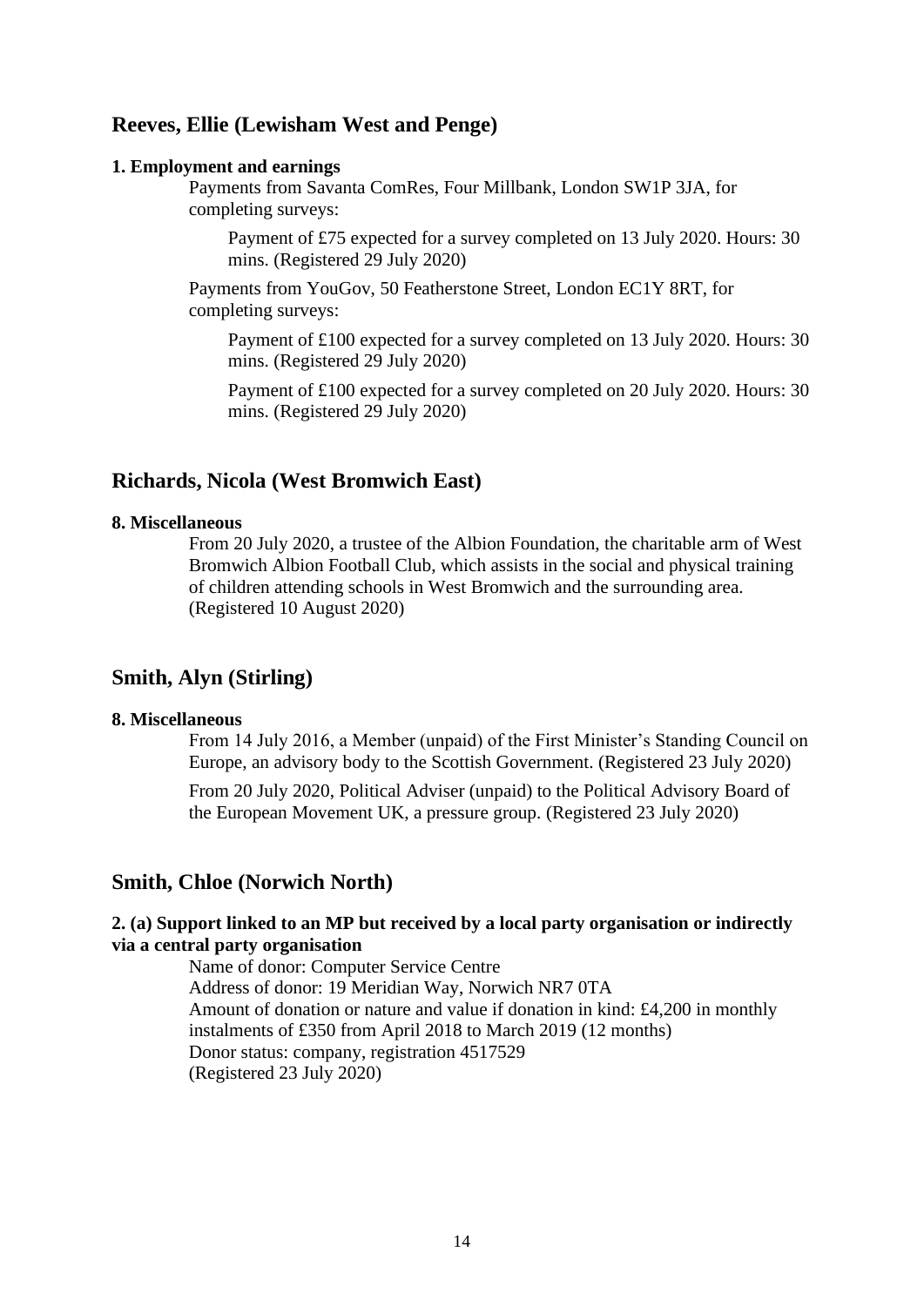## Reeves, Ellie (Lewisham West and Penge)

**1. Employment and earnings**

Payments from Savanta ComRes, Four Millbank, London SW1P 3JA, for completing surveys:

Payment of £75 expected for a survey completed on 13 July 2020. Hours: 30 mins. (Registered 29 July 2020)

Payments from YouGov, 50 Featherstone Street, London EC1Y 8RT, for completing surveys:

Payment of £100 expected for a survey completed on 13 July 2020. Hours: 30 mins. (Registered 29 July 2020)

Payment of £100 expected for a survey completed on 20 July 2020. Hours: 30 mins. (Registered 29 July 2020)

## Richards, Nicola (West Bromwich East)

**8. Miscellaneous**

From 20 July 2020, a trustee of the Albion Foundation, the charitable arm of West Bromwich Albion Football Club, which assists in the social and physical training of children attending schools in West Bromwich and the surrounding area. (Registered 10 August 2020)

## Smith, Alyn (Stirling)

**8. Miscellaneous**

From 14 July 2016, a Member (unpaid) of the First Minister's Standing Council on Europe, an advisory body to the Scottish Government. (Registered 23 July 2020)

From 20 July 2020, Political Adviser (unpaid) to the Political Advisory Board of the European Movement UK, a pressure group. (Registered 23 July 2020)

## Smith, Chloe (Norwich North)

**2. (a) Support linked to an MP but received by a local party organisation or indirectly via a central party organisation**

Name of donor: Computer Service Centre
Address of donor: 19 Meridian Way, Norwich NR7 0TA
Amount of donation or nature and value if donation in kind: £4,200 in monthly instalments of £350 from April 2018 to March 2019 (12 months)
Donor status: company, registration 4517529
(Registered 23 July 2020)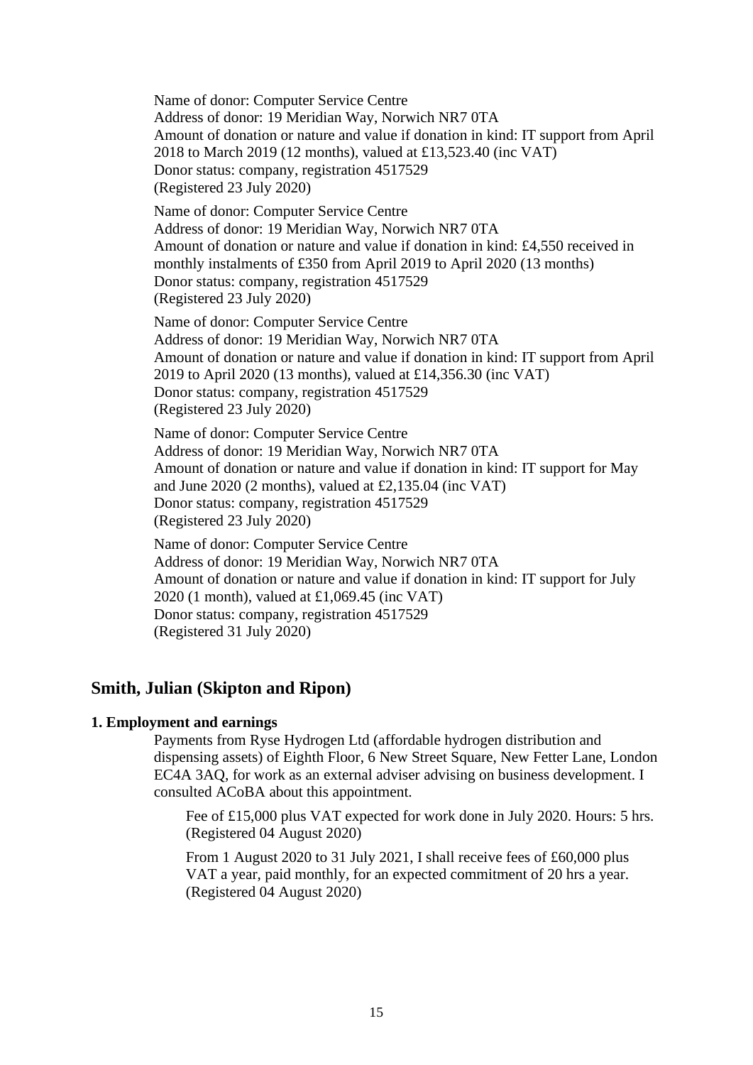Name of donor: Computer Service Centre
Address of donor: 19 Meridian Way, Norwich NR7 0TA
Amount of donation or nature and value if donation in kind: IT support from April 2018 to March 2019 (12 months), valued at £13,523.40 (inc VAT)
Donor status: company, registration 4517529
(Registered 23 July 2020)

Name of donor: Computer Service Centre
Address of donor: 19 Meridian Way, Norwich NR7 0TA
Amount of donation or nature and value if donation in kind: £4,550 received in monthly instalments of £350 from April 2019 to April 2020 (13 months)
Donor status: company, registration 4517529
(Registered 23 July 2020)

Name of donor: Computer Service Centre
Address of donor: 19 Meridian Way, Norwich NR7 0TA
Amount of donation or nature and value if donation in kind: IT support from April 2019 to April 2020 (13 months), valued at £14,356.30 (inc VAT)
Donor status: company, registration 4517529
(Registered 23 July 2020)

Name of donor: Computer Service Centre
Address of donor: 19 Meridian Way, Norwich NR7 0TA
Amount of donation or nature and value if donation in kind: IT support for May and June 2020 (2 months), valued at £2,135.04 (inc VAT)
Donor status: company, registration 4517529
(Registered 23 July 2020)

Name of donor: Computer Service Centre
Address of donor: 19 Meridian Way, Norwich NR7 0TA
Amount of donation or nature and value if donation in kind: IT support for July 2020 (1 month), valued at £1,069.45 (inc VAT)
Donor status: company, registration 4517529
(Registered 31 July 2020)

## Smith, Julian (Skipton and Ripon)

**1. Employment and earnings**

Payments from Ryse Hydrogen Ltd (affordable hydrogen distribution and dispensing assets) of Eighth Floor, 6 New Street Square, New Fetter Lane, London EC4A 3AQ, for work as an external adviser advising on business development. I consulted ACoBA about this appointment.

Fee of £15,000 plus VAT expected for work done in July 2020. Hours: 5 hrs. (Registered 04 August 2020)

From 1 August 2020 to 31 July 2021, I shall receive fees of £60,000 plus VAT a year, paid monthly, for an expected commitment of 20 hrs a year. (Registered 04 August 2020)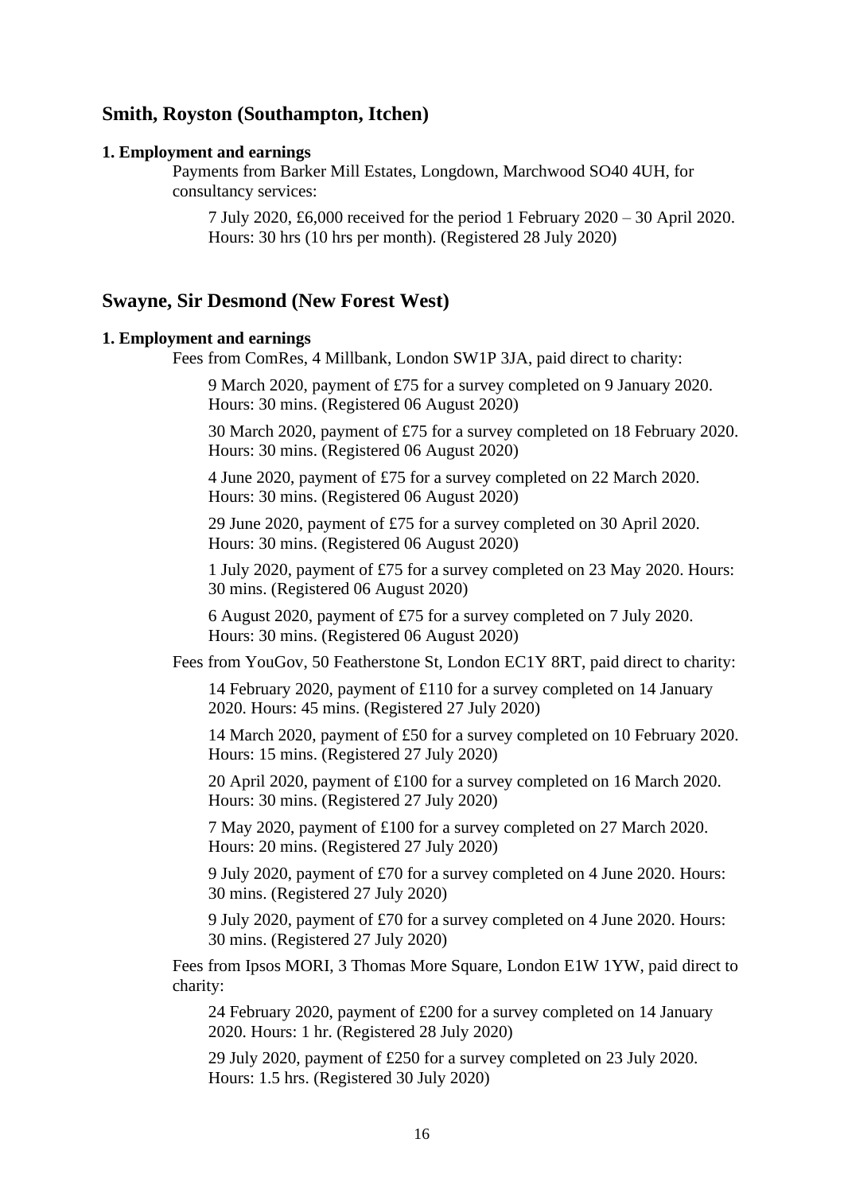## Smith, Royston (Southampton, Itchen)

**1. Employment and earnings**

Payments from Barker Mill Estates, Longdown, Marchwood SO40 4UH, for consultancy services:

7 July 2020, £6,000 received for the period 1 February 2020 – 30 April 2020. Hours: 30 hrs (10 hrs per month). (Registered 28 July 2020)

## Swayne, Sir Desmond (New Forest West)

**1. Employment and earnings**

Fees from ComRes, 4 Millbank, London SW1P 3JA, paid direct to charity:

9 March 2020, payment of £75 for a survey completed on 9 January 2020. Hours: 30 mins. (Registered 06 August 2020)

30 March 2020, payment of £75 for a survey completed on 18 February 2020. Hours: 30 mins. (Registered 06 August 2020)

4 June 2020, payment of £75 for a survey completed on 22 March 2020. Hours: 30 mins. (Registered 06 August 2020)

29 June 2020, payment of £75 for a survey completed on 30 April 2020. Hours: 30 mins. (Registered 06 August 2020)

1 July 2020, payment of £75 for a survey completed on 23 May 2020. Hours: 30 mins. (Registered 06 August 2020)

6 August 2020, payment of £75 for a survey completed on 7 July 2020. Hours: 30 mins. (Registered 06 August 2020)

Fees from YouGov, 50 Featherstone St, London EC1Y 8RT, paid direct to charity:

14 February 2020, payment of £110 for a survey completed on 14 January 2020. Hours: 45 mins. (Registered 27 July 2020)

14 March 2020, payment of £50 for a survey completed on 10 February 2020. Hours: 15 mins. (Registered 27 July 2020)

20 April 2020, payment of £100 for a survey completed on 16 March 2020. Hours: 30 mins. (Registered 27 July 2020)

7 May 2020, payment of £100 for a survey completed on 27 March 2020. Hours: 20 mins. (Registered 27 July 2020)

9 July 2020, payment of £70 for a survey completed on 4 June 2020. Hours: 30 mins. (Registered 27 July 2020)

9 July 2020, payment of £70 for a survey completed on 4 June 2020. Hours: 30 mins. (Registered 27 July 2020)

Fees from Ipsos MORI, 3 Thomas More Square, London E1W 1YW, paid direct to charity:

24 February 2020, payment of £200 for a survey completed on 14 January 2020. Hours: 1 hr. (Registered 28 July 2020)

29 July 2020, payment of £250 for a survey completed on 23 July 2020. Hours: 1.5 hrs. (Registered 30 July 2020)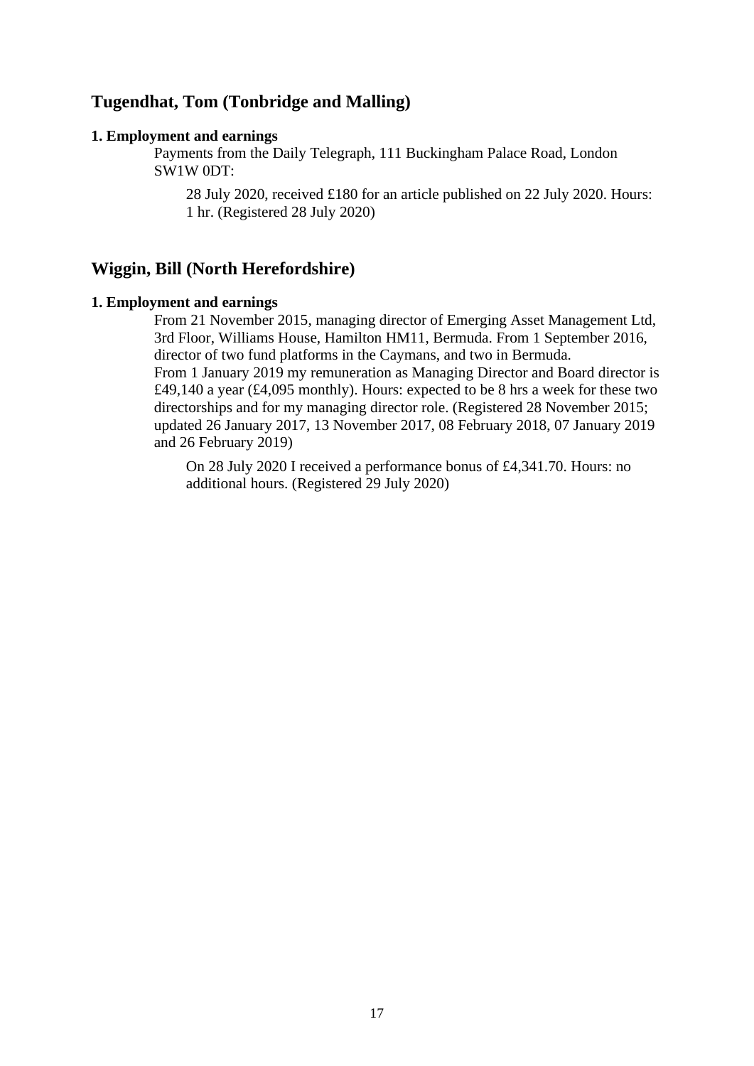## Tugendhat, Tom (Tonbridge and Malling)

**1. Employment and earnings**

Payments from the Daily Telegraph, 111 Buckingham Palace Road, London SW1W 0DT:

28 July 2020, received £180 for an article published on 22 July 2020. Hours: 1 hr. (Registered 28 July 2020)

## Wiggin, Bill (North Herefordshire)

**1. Employment and earnings**

From 21 November 2015, managing director of Emerging Asset Management Ltd, 3rd Floor, Williams House, Hamilton HM11, Bermuda. From 1 September 2016, director of two fund platforms in the Caymans, and two in Bermuda.
From 1 January 2019 my remuneration as Managing Director and Board director is £49,140 a year (£4,095 monthly). Hours: expected to be 8 hrs a week for these two directorships and for my managing director role. (Registered 28 November 2015; updated 26 January 2017, 13 November 2017, 08 February 2018, 07 January 2019 and 26 February 2019)

On 28 July 2020 I received a performance bonus of £4,341.70. Hours: no additional hours. (Registered 29 July 2020)